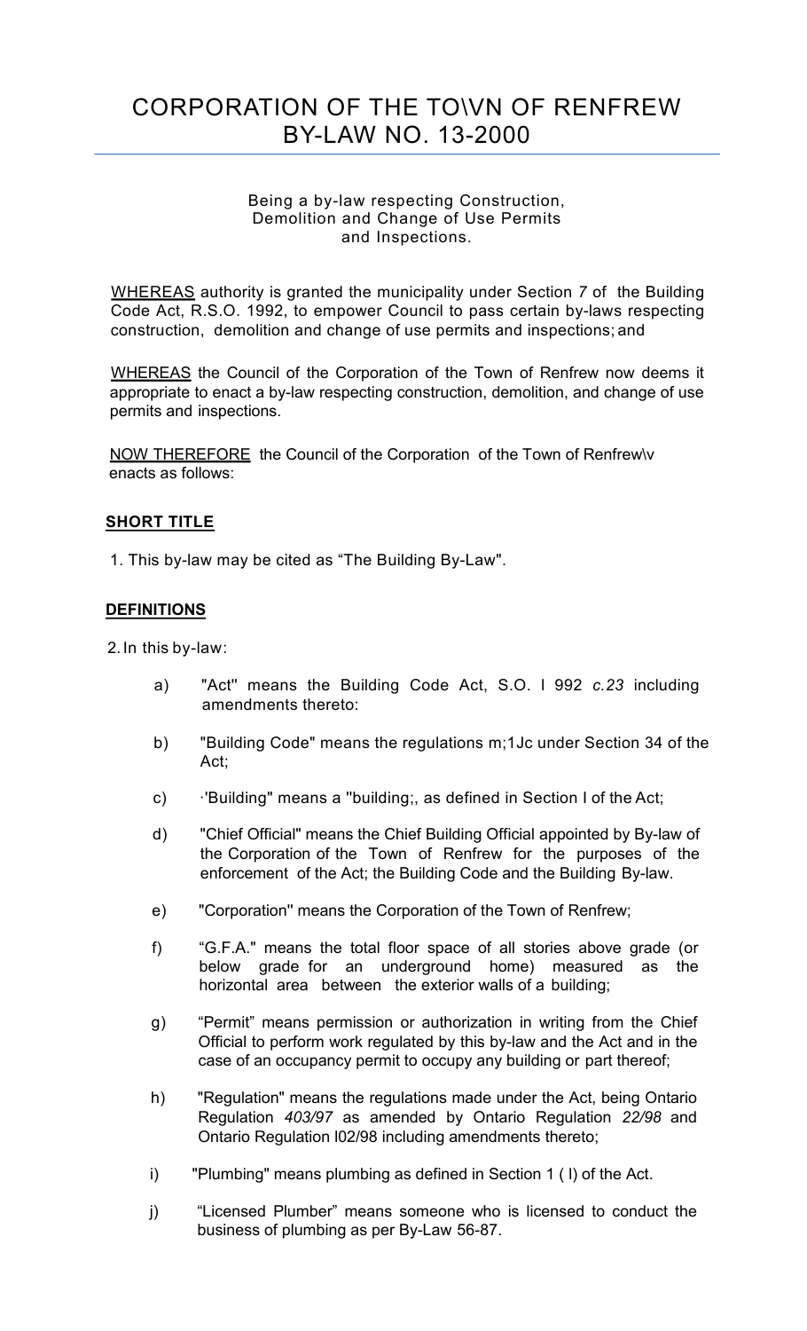# CORPORATION OF THE TO\VN OF RENFREW BY-LAW NO. 13-2000

Being a by-law respecting Construction, Demolition and Change of Use Permits and Inspections.

WHEREAS authority is granted the municipality under Section *7* of the Building Code Act, R.S.O. 1992, to empower Council to pass certain by-laws respecting construction, demolition and change of use permits and inspections; and

WHEREAS the Council of the Corporation of the Town of Renfrew now deems it appropriate to enact a by-law respecting construction, demolition, and change of use permits and inspections.

NOW THEREFORE the Council of the Corporation of the Town of Renfrew\v enacts as follows:

**SHORT TITLE**

1. This by-law may be cited as "The Building By-Law".

**DEFINITIONS**

2. In this by-law:

   a) "Act" means the Building Code Act, S.O. I 992 *c.23* including amendments thereto:

   b) "Building Code" means the regulations m;1Jc under Section 34 of the Act;

   c) ·'Building" means a "building;, as defined in Section I of the Act;

   d) "Chief Official" means the Chief Building Official appointed by By-law of the Corporation of the Town of Renfrew for the purposes of the enforcement of the Act; the Building Code and the Building By-law.

   e) "Corporation" means the Corporation of the Town of Renfrew;

   f) "G.F.A." means the total floor space of all stories above grade (or below grade for an underground home) measured as the horizontal area between the exterior walls of a building;

   g) "Permit" means permission or authorization in writing from the Chief Official to perform work regulated by this by-law and the Act and in the case of an occupancy permit to occupy any building or part thereof;

   h) "Regulation" means the regulations made under the Act, being Ontario Regulation *403/97* as amended by Ontario Regulation *22/98* and Ontario Regulation l02/98 including amendments thereto;

   i) "Plumbing" means plumbing as defined in Section 1 ( l) of the Act.

   j) "Licensed Plumber" means someone who is licensed to conduct the business of plumbing as per By-Law 56-87.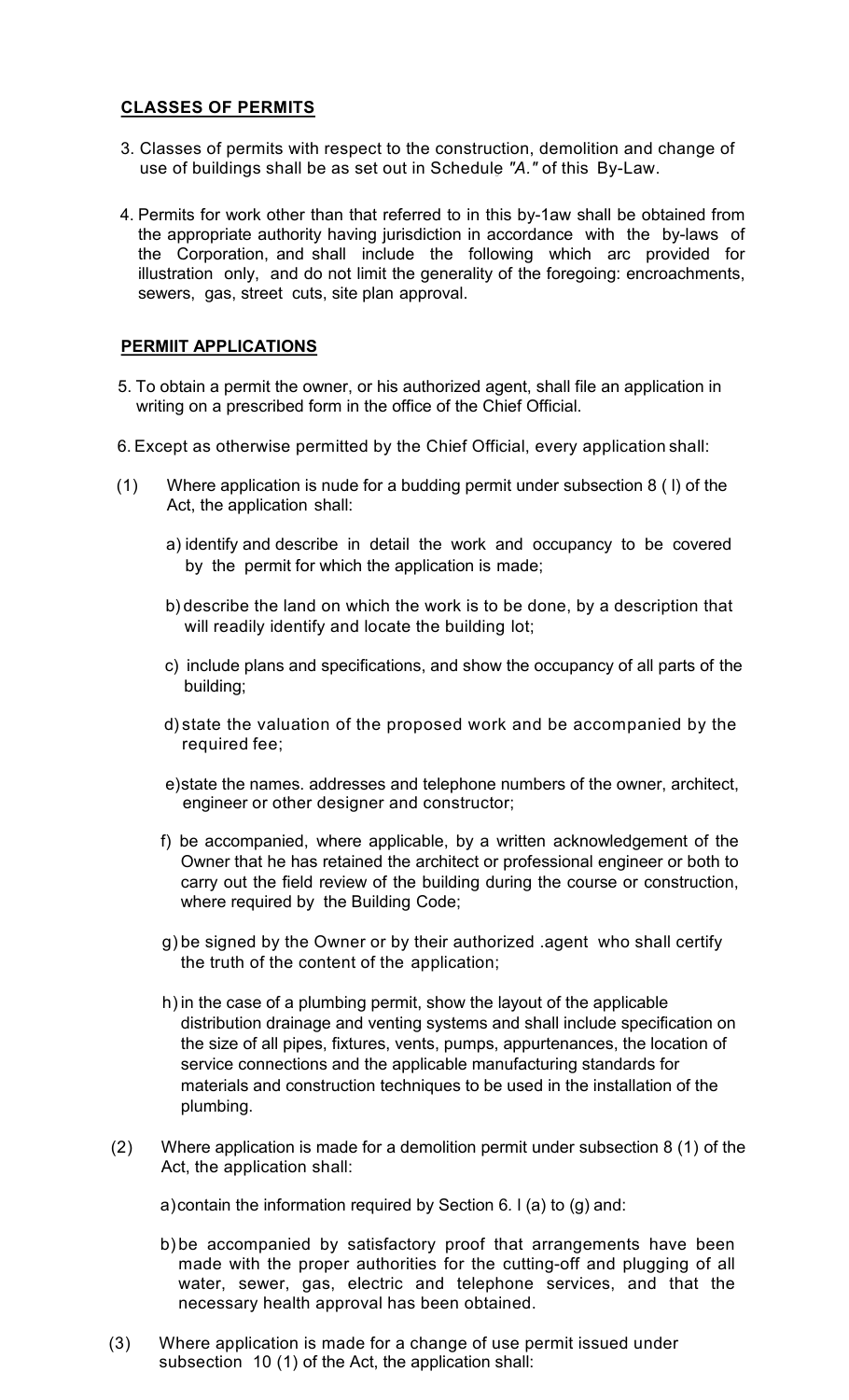**CLASSES OF PERMITS**

3. Classes of permits with respect to the construction, demolition and change of use of buildings shall be as set out in Schedule *"A."* of this By-Law.

4. Permits for work other than that referred to in this by-1aw shall be obtained from the appropriate authority having jurisdiction in accordance with the by-laws of the Corporation, and shall include the following which arc provided for illustration only, and do not limit the generality of the foregoing: encroachments, sewers, gas, street cuts, site plan approval.

**PERMIIT APPLICATIONS**

5. To obtain a permit the owner, or his authorized agent, shall file an application in writing on a prescribed form in the office of the Chief Official.

6. Except as otherwise permitted by the Chief Official, every application shall:

(1) Where application is nude for a budding permit under subsection 8 ( l) of the Act, the application shall:

a) identify and describe in detail the work and occupancy to be covered by the permit for which the application is made;

b) describe the land on which the work is to be done, by a description that will readily identify and locate the building lot;

c) include plans and specifications, and show the occupancy of all parts of the building;

d) state the valuation of the proposed work and be accompanied by the required fee;

e) state the names. addresses and telephone numbers of the owner, architect, engineer or other designer and constructor;

f) be accompanied, where applicable, by a written acknowledgement of the Owner that he has retained the architect or professional engineer or both to carry out the field review of the building during the course or construction, where required by the Building Code;

g) be signed by the Owner or by their authorized .agent who shall certify the truth of the content of the application;

h) in the case of a plumbing permit, show the layout of the applicable distribution drainage and venting systems and shall include specification on the size of all pipes, fixtures, vents, pumps, appurtenances, the location of service connections and the applicable manufacturing standards for materials and construction techniques to be used in the installation of the plumbing.

(2) Where application is made for a demolition permit under subsection 8 (1) of the Act, the application shall:

a) contain the information required by Section 6. l (a) to (g) and:

b) be accompanied by satisfactory proof that arrangements have been made with the proper authorities for the cutting-off and plugging of all water, sewer, gas, electric and telephone services, and that the necessary health approval has been obtained.

(3) Where application is made for a change of use permit issued under subsection 10 (1) of the Act, the application shall: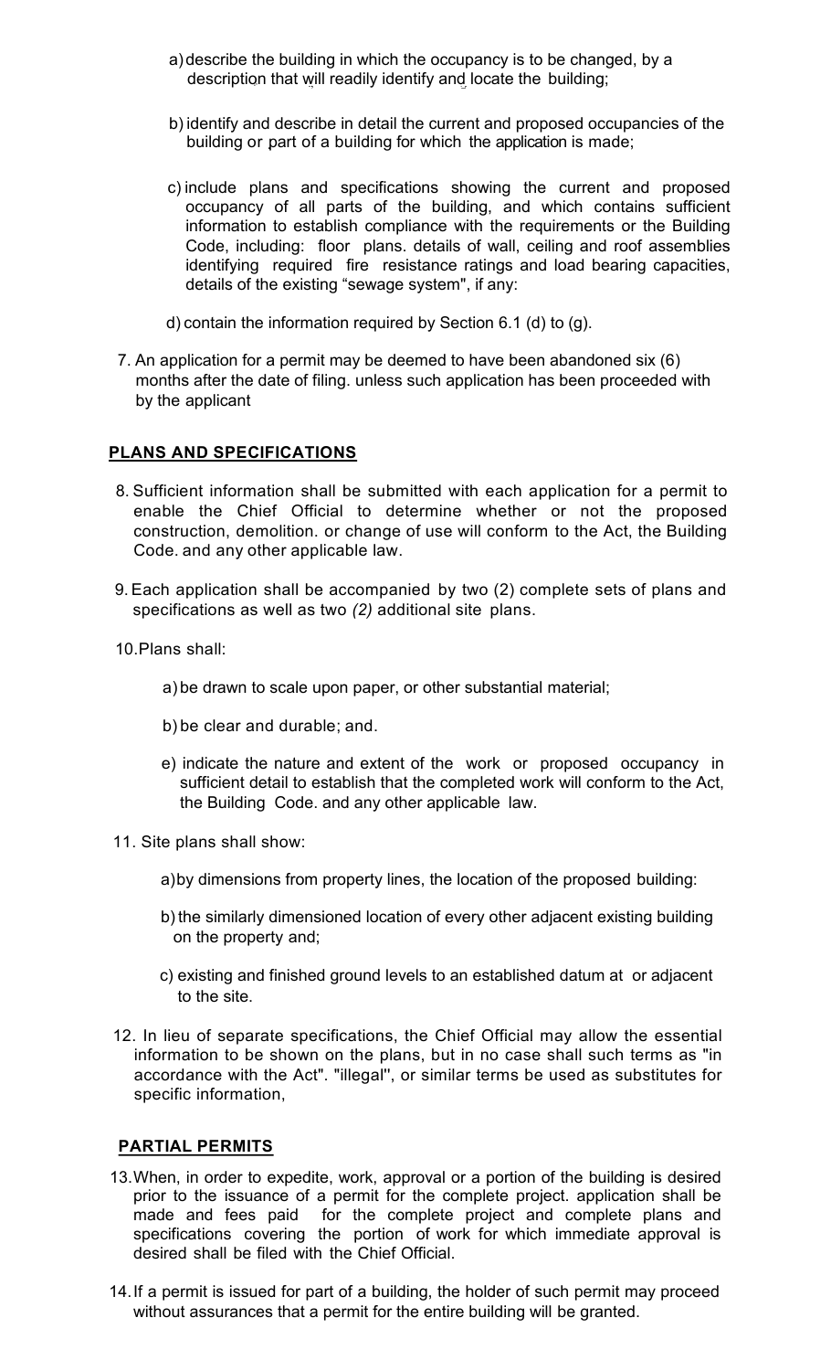a) describe the building in which the occupancy is to be changed, by a description that will readily identify and locate the building;

b) identify and describe in detail the current and proposed occupancies of the building or part of a building for which the application is made;

c) include plans and specifications showing the current and proposed occupancy of all parts of the building, and which contains sufficient information to establish compliance with the requirements or the Building Code, including: floor plans. details of wall, ceiling and roof assemblies identifying required fire resistance ratings and load bearing capacities, details of the existing "sewage system", if any:

d) contain the information required by Section 6.1 (d) to (g).

7. An application for a permit may be deemed to have been abandoned six (6) months after the date of filing. unless such application has been proceeded with by the applicant

## PLANS AND SPECIFICATIONS

8. Sufficient information shall be submitted with each application for a permit to enable the Chief Official to determine whether or not the proposed construction, demolition. or change of use will conform to the Act, the Building Code. and any other applicable law.

9. Each application shall be accompanied by two (2) complete sets of plans and specifications as well as two *(2)* additional site plans.

10. Plans shall:

    a) be drawn to scale upon paper, or other substantial material;

    b) be clear and durable; and.

    e) indicate the nature and extent of the work or proposed occupancy in sufficient detail to establish that the completed work will conform to the Act, the Building Code. and any other applicable law.

11. Site plans shall show:

    a) by dimensions from property lines, the location of the proposed building:

    b) the similarly dimensioned location of every other adjacent existing building on the property and;

    c) existing and finished ground levels to an established datum at or adjacent to the site.

12. In lieu of separate specifications, the Chief Official may allow the essential information to be shown on the plans, but in no case shall such terms as "in accordance with the Act". "illegal", or similar terms be used as substitutes for specific information,

## PARTIAL PERMITS

13. When, in order to expedite, work, approval or a portion of the building is desired prior to the issuance of a permit for the complete project. application shall be made and fees paid for the complete project and complete plans and specifications covering the portion of work for which immediate approval is desired shall be filed with the Chief Official.

14. If a permit is issued for part of a building, the holder of such permit may proceed without assurances that a permit for the entire building will be granted.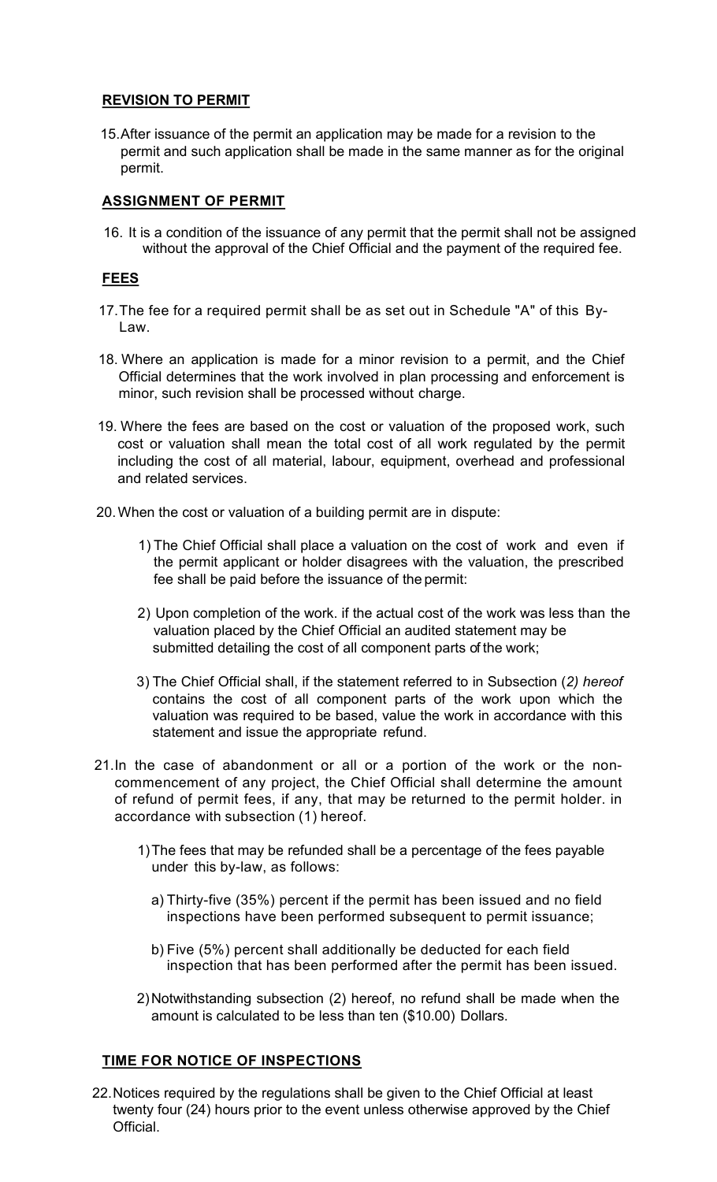## REVISION TO PERMIT

15. After issuance of the permit an application may be made for a revision to the permit and such application shall be made in the same manner as for the original permit.

## ASSIGNMENT OF PERMIT

16. It is a condition of the issuance of any permit that the permit shall not be assigned without the approval of the Chief Official and the payment of the required fee.

## FEES

17. The fee for a required permit shall be as set out in Schedule "A" of this By-Law.

18. Where an application is made for a minor revision to a permit, and the Chief Official determines that the work involved in plan processing and enforcement is minor, such revision shall be processed without charge.

19. Where the fees are based on the cost or valuation of the proposed work, such cost or valuation shall mean the total cost of all work regulated by the permit including the cost of all material, labour, equipment, overhead and professional and related services.

20. When the cost or valuation of a building permit are in dispute:

    1) The Chief Official shall place a valuation on the cost of work and even if the permit applicant or holder disagrees with the valuation, the prescribed fee shall be paid before the issuance of the permit:

    2) Upon completion of the work. if the actual cost of the work was less than the valuation placed by the Chief Official an audited statement may be submitted detailing the cost of all component parts of the work;

    3) The Chief Official shall, if the statement referred to in Subsection (*2) hereof* contains the cost of all component parts of the work upon which the valuation was required to be based, value the work in accordance with this statement and issue the appropriate refund.

21. In the case of abandonment or all or a portion of the work or the non-commencement of any project, the Chief Official shall determine the amount of refund of permit fees, if any, that may be returned to the permit holder. in accordance with subsection (1) hereof.

    1) The fees that may be refunded shall be a percentage of the fees payable under this by-law, as follows:

        a) Thirty-five (35%) percent if the permit has been issued and no field inspections have been performed subsequent to permit issuance;

        b) Five (5%) percent shall additionally be deducted for each field inspection that has been performed after the permit has been issued.

    2) Notwithstanding subsection (2) hereof, no refund shall be made when the amount is calculated to be less than ten ($10.00) Dollars.

## TIME FOR NOTICE OF INSPECTIONS

22. Notices required by the regulations shall be given to the Chief Official at least twenty four (24) hours prior to the event unless otherwise approved by the Chief Official.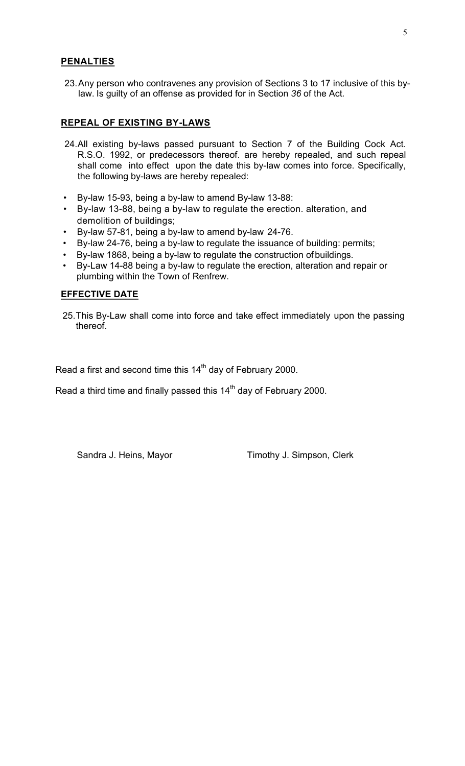## PENALTIES

23. Any person who contravenes any provision of Sections 3 to 17 inclusive of this by-law. Is guilty of an offense as provided for in Section *36* of the Act.

## REPEAL OF EXISTING BY-LAWS

24. All existing by-laws passed pursuant to Section 7 of the Building Cock Act. R.S.O. 1992, or predecessors thereof. are hereby repealed, and such repeal shall come into effect upon the date this by-law comes into force. Specifically, the following by-laws are hereby repealed:

- By-law 15-93, being a by-law to amend By-law 13-88:
- By-law 13-88, being a by-law to regulate the erection. alteration, and demolition of buildings;
- By-law 57-81, being a by-law to amend by-law 24-76.
- By-law 24-76, being a by-law to regulate the issuance of building: permits;
- By-law 1868, being a by-law to regulate the construction of buildings.
- By-Law 14-88 being a by-law to regulate the erection, alteration and repair or plumbing within the Town of Renfrew.

## EFFECTIVE DATE

25. This By-Law shall come into force and take effect immediately upon the passing thereof.

Read a first and second time this 14th day of February 2000.

Read a third time and finally passed this 14th day of February 2000.

Sandra J. Heins, Mayor

Timothy J. Simpson, Clerk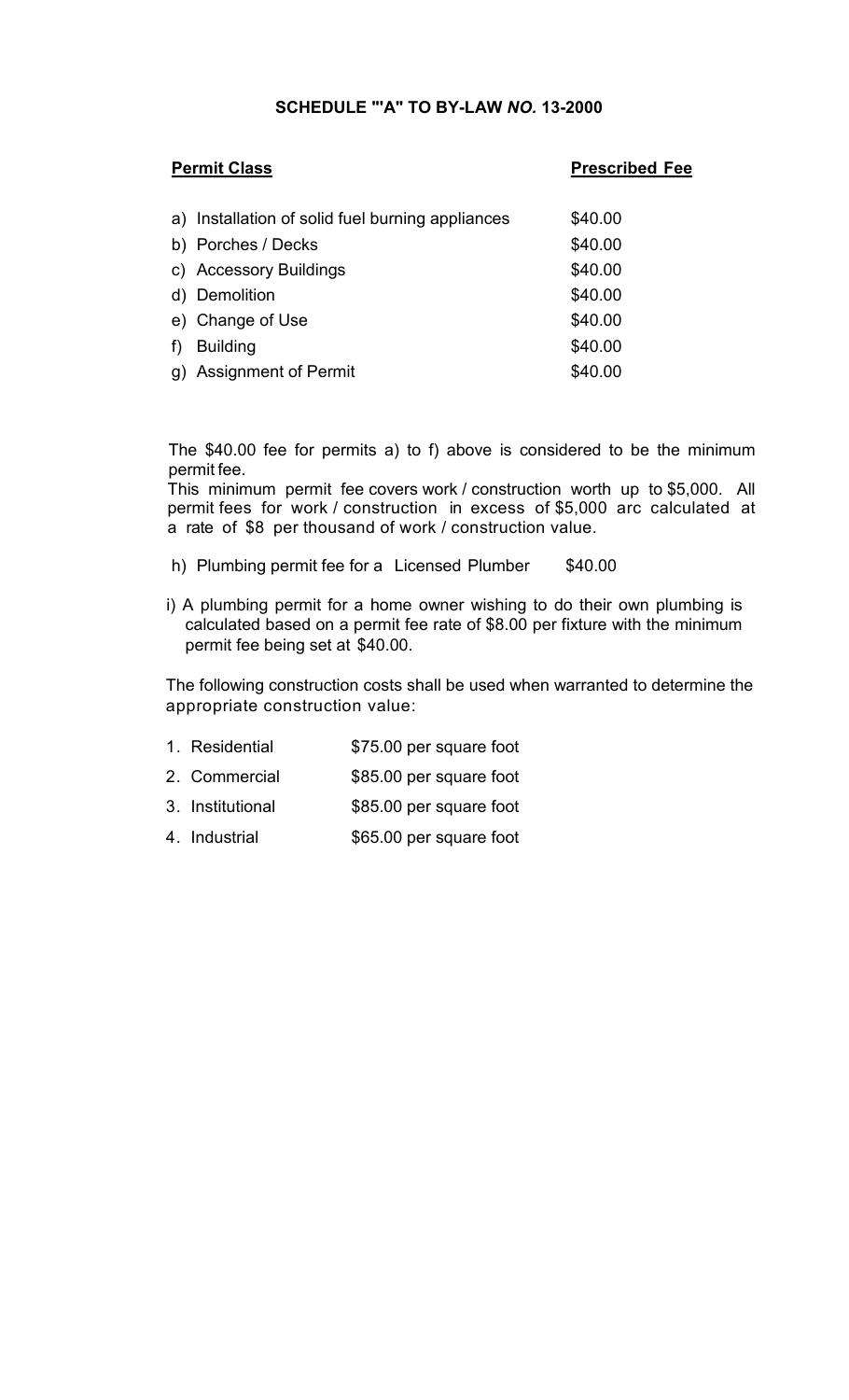**SCHEDULE '"A" TO BY-LAW *NO.* 13-2000**

| Permit Class | Prescribed Fee |
|---|---|
| a) Installation of solid fuel burning appliances | $40.00 |
| b) Porches / Decks | $40.00 |
| c) Accessory Buildings | $40.00 |
| d) Demolition | $40.00 |
| e) Change of Use | $40.00 |
| f) Building | $40.00 |
| g) Assignment of Permit | $40.00 |

The $40.00 fee for permits a) to f) above is considered to be the minimum permit fee.
This minimum permit fee covers work / construction worth up to $5,000. All permit fees for work / construction in excess of $5,000 arc calculated at a rate of $8 per thousand of work / construction value.

h) Plumbing permit fee for a Licensed Plumber $40.00

i) A plumbing permit for a home owner wishing to do their own plumbing is calculated based on a permit fee rate of $8.00 per fixture with the minimum permit fee being set at $40.00.

The following construction costs shall be used when warranted to determine the appropriate construction value:

1. Residential $75.00 per square foot
2. Commercial $85.00 per square foot
3. Institutional $85.00 per square foot
4. Industrial $65.00 per square foot